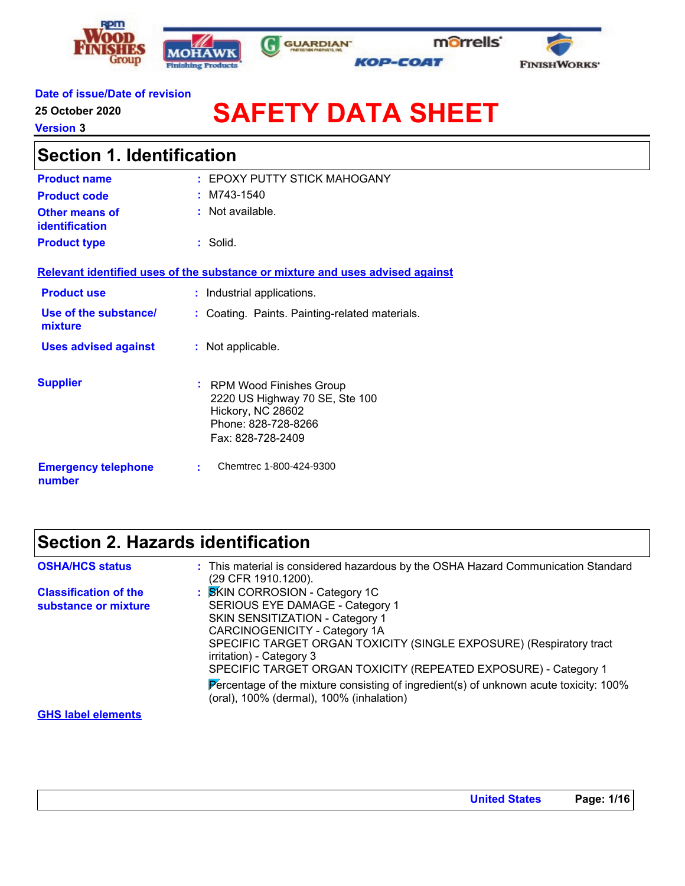**Date of issue/Date of revision**
25 October 2020
**Version** 3

# SAFETY DATA SHEET

## Section 1. Identification

| | | |
|---|---|---|
| **Product name** | : | EPOXY PUTTY STICK MAHOGANY |
| **Product code** | : | M743-1540 |
| **Other means of identification** | : | Not available. |
| **Product type** | : | Solid. |

**Relevant identified uses of the substance or mixture and uses advised against**

| | | |
|---|---|---|
| **Product use** | : | Industrial applications. |
| **Use of the substance/ mixture** | : | Coating. Paints. Painting-related materials. |
| **Uses advised against** | : | Not applicable. |

**Supplier** : RPM Wood Finishes Group
2220 US Highway 70 SE, Ste 100
Hickory, NC 28602
Phone: 828-728-8266
Fax: 828-728-2409

**Emergency telephone number** : Chemtrec 1-800-424-9300

## Section 2. Hazards identification

**OSHA/HCS status** : This material is considered hazardous by the OSHA Hazard Communication Standard (29 CFR 1910.1200).

**Classification of the substance or mixture** : SKIN CORROSION - Category 1C
SERIOUS EYE DAMAGE - Category 1
SKIN SENSITIZATION - Category 1
CARCINOGENICITY - Category 1A
SPECIFIC TARGET ORGAN TOXICITY (SINGLE EXPOSURE) (Respiratory tract irritation) - Category 3
SPECIFIC TARGET ORGAN TOXICITY (REPEATED EXPOSURE) - Category 1

Percentage of the mixture consisting of ingredient(s) of unknown acute toxicity: 100% (oral), 100% (dermal), 100% (inhalation)

**GHS label elements**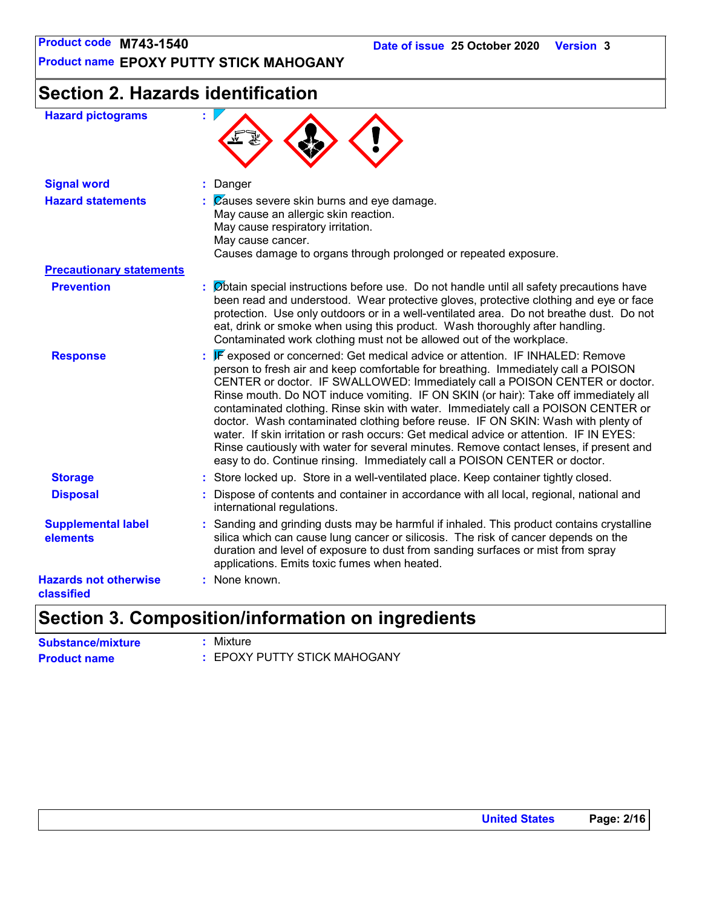## Section 2. Hazards identification

**Hazard pictograms** :

**Signal word** : Danger

**Hazard statements** : Causes severe skin burns and eye damage.
May cause an allergic skin reaction.
May cause respiratory irritation.
May cause cancer.
Causes damage to organs through prolonged or repeated exposure.

**Precautionary statements**

**Prevention** : Obtain special instructions before use. Do not handle until all safety precautions have been read and understood. Wear protective gloves, protective clothing and eye or face protection. Use only outdoors or in a well-ventilated area. Do not breathe dust. Do not eat, drink or smoke when using this product. Wash thoroughly after handling. Contaminated work clothing must not be allowed out of the workplace.

**Response** : IF exposed or concerned: Get medical advice or attention. IF INHALED: Remove person to fresh air and keep comfortable for breathing. Immediately call a POISON CENTER or doctor. IF SWALLOWED: Immediately call a POISON CENTER or doctor. Rinse mouth. Do NOT induce vomiting. IF ON SKIN (or hair): Take off immediately all contaminated clothing. Rinse skin with water. Immediately call a POISON CENTER or doctor. Wash contaminated clothing before reuse. IF ON SKIN: Wash with plenty of water. If skin irritation or rash occurs: Get medical advice or attention. IF IN EYES: Rinse cautiously with water for several minutes. Remove contact lenses, if present and easy to do. Continue rinsing. Immediately call a POISON CENTER or doctor.

**Storage** : Store locked up. Store in a well-ventilated place. Keep container tightly closed.

**Disposal** : Dispose of contents and container in accordance with all local, regional, national and international regulations.

**Supplemental label elements** : Sanding and grinding dusts may be harmful if inhaled. This product contains crystalline silica which can cause lung cancer or silicosis. The risk of cancer depends on the duration and level of exposure to dust from sanding surfaces or mist from spray applications. Emits toxic fumes when heated.

**Hazards not otherwise classified** : None known.

## Section 3. Composition/information on ingredients

**Substance/mixture** : Mixture

**Product name** : EPOXY PUTTY STICK MAHOGANY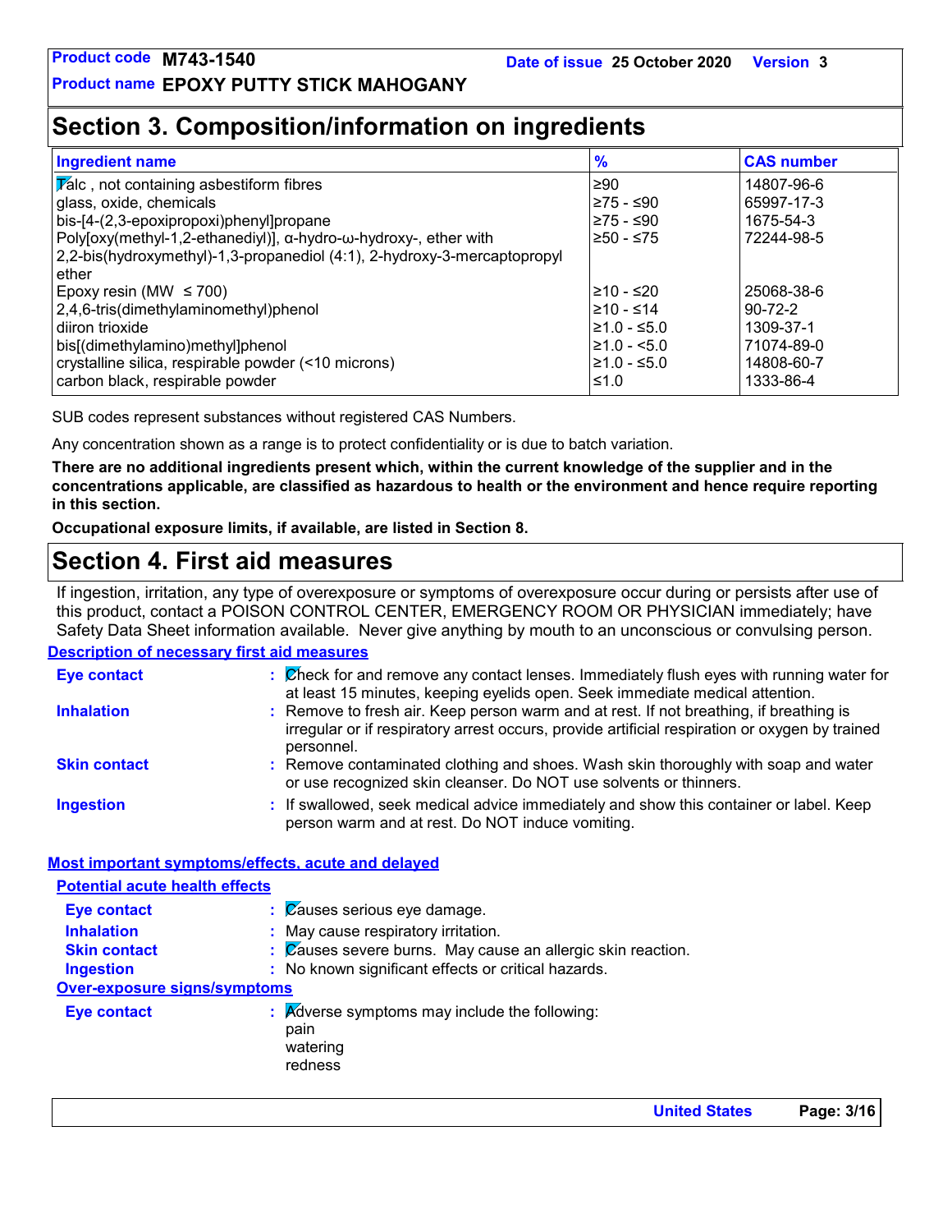## Section 3. Composition/information on ingredients

| Ingredient name | % | CAS number |
|---|---|---|
| Talc , not containing asbestiform fibres | ≥90 | 14807-96-6 |
| glass, oxide, chemicals | ≥75 - ≤90 | 65997-17-3 |
| bis-[4-(2,3-epoxipropoxi)phenyl]propane | ≥75 - ≤90 | 1675-54-3 |
| Poly[oxy(methyl-1,2-ethanediyl)], α-hydro-ω-hydroxy-, ether with 2,2-bis(hydroxymethyl)-1,3-propanediol (4:1), 2-hydroxy-3-mercaptopropyl ether | ≥50 - ≤75 | 72244-98-5 |
| Epoxy resin (MW ≤ 700) | ≥10 - ≤20 | 25068-38-6 |
| 2,4,6-tris(dimethylaminomethyl)phenol | ≥10 - ≤14 | 90-72-2 |
| diiron trioxide | ≥1.0 - ≤5.0 | 1309-37-1 |
| bis[(dimethylamino)methyl]phenol | ≥1.0 - <5.0 | 71074-89-0 |
| crystalline silica, respirable powder (<10 microns) | ≥1.0 - ≤5.0 | 14808-60-7 |
| carbon black, respirable powder | ≤1.0 | 1333-86-4 |

SUB codes represent substances without registered CAS Numbers.

Any concentration shown as a range is to protect confidentiality or is due to batch variation.

**There are no additional ingredients present which, within the current knowledge of the supplier and in the concentrations applicable, are classified as hazardous to health or the environment and hence require reporting in this section.**

**Occupational exposure limits, if available, are listed in Section 8.**

## Section 4. First aid measures

If ingestion, irritation, any type of overexposure or symptoms of overexposure occur during or persists after use of this product, contact a POISON CONTROL CENTER, EMERGENCY ROOM OR PHYSICIAN immediately; have Safety Data Sheet information available. Never give anything by mouth to an unconscious or convulsing person.

### Description of necessary first aid measures

**Eye contact** : Check for and remove any contact lenses. Immediately flush eyes with running water for at least 15 minutes, keeping eyelids open. Seek immediate medical attention.

**Inhalation** : Remove to fresh air. Keep person warm and at rest. If not breathing, if breathing is irregular or if respiratory arrest occurs, provide artificial respiration or oxygen by trained personnel.

**Skin contact** : Remove contaminated clothing and shoes. Wash skin thoroughly with soap and water or use recognized skin cleanser. Do NOT use solvents or thinners.

**Ingestion** : If swallowed, seek medical advice immediately and show this container or label. Keep person warm and at rest. Do NOT induce vomiting.

### Most important symptoms/effects, acute and delayed

#### Potential acute health effects

**Eye contact** : Causes serious eye damage.

**Inhalation** : May cause respiratory irritation.

**Skin contact** : Causes severe burns. May cause an allergic skin reaction.

**Ingestion** : No known significant effects or critical hazards.

#### Over-exposure signs/symptoms

**Eye contact** : Adverse symptoms may include the following:
pain
watering
redness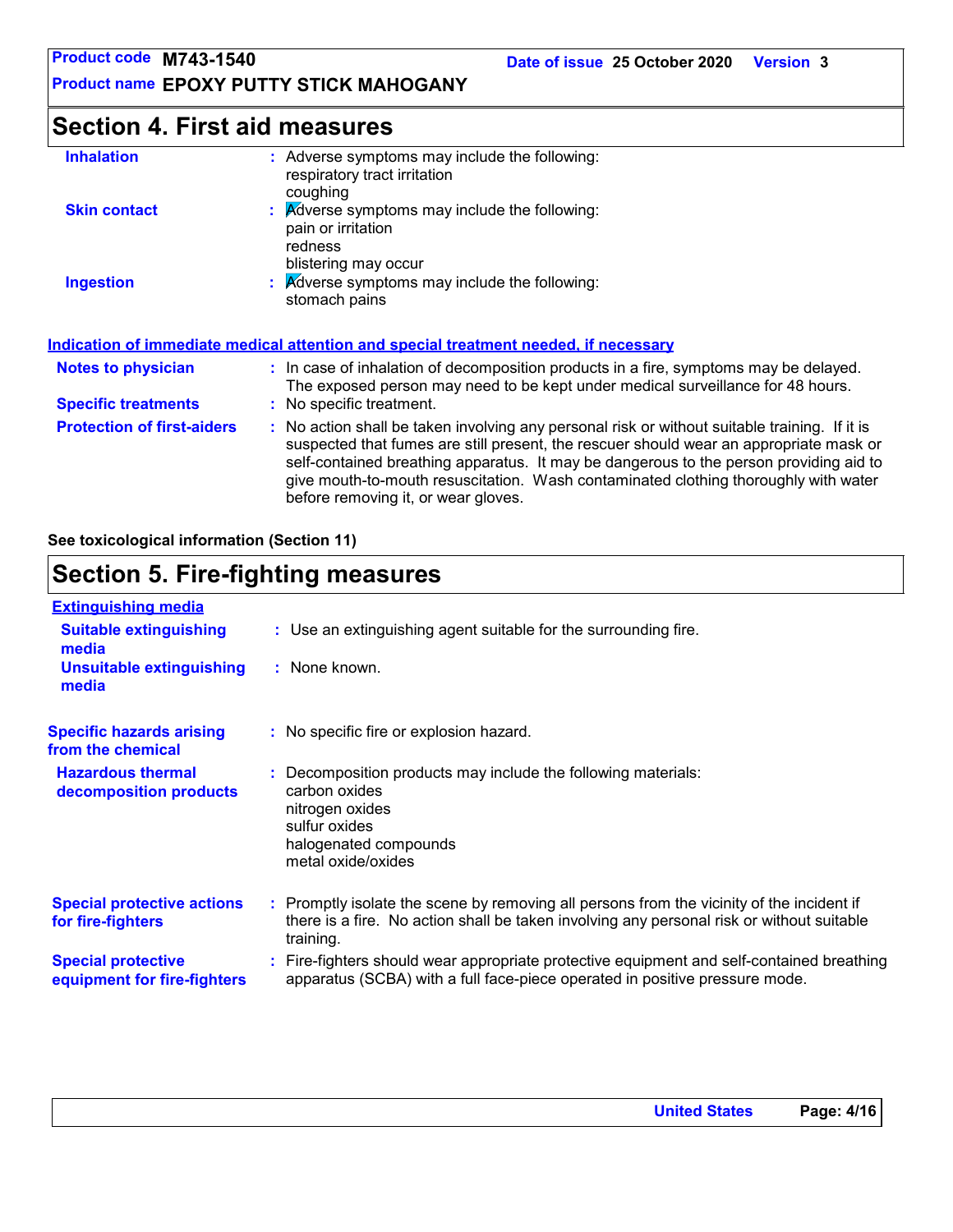## Section 4. First aid measures

**Inhalation** : Adverse symptoms may include the following:
respiratory tract irritation
coughing

**Skin contact** : Adverse symptoms may include the following:
pain or irritation
redness
blistering may occur

**Ingestion** : Adverse symptoms may include the following:
stomach pains

### Indication of immediate medical attention and special treatment needed, if necessary

**Notes to physician** : In case of inhalation of decomposition products in a fire, symptoms may be delayed. The exposed person may need to be kept under medical surveillance for 48 hours.

**Specific treatments** : No specific treatment.

**Protection of first-aiders** : No action shall be taken involving any personal risk or without suitable training. If it is suspected that fumes are still present, the rescuer should wear an appropriate mask or self-contained breathing apparatus. It may be dangerous to the person providing aid to give mouth-to-mouth resuscitation. Wash contaminated clothing thoroughly with water before removing it, or wear gloves.

**See toxicological information (Section 11)**

## Section 5. Fire-fighting measures

### Extinguishing media

**Suitable extinguishing media** : Use an extinguishing agent suitable for the surrounding fire.

**Unsuitable extinguishing media** : None known.

**Specific hazards arising from the chemical** : No specific fire or explosion hazard.

**Hazardous thermal decomposition products** : Decomposition products may include the following materials:
carbon oxides
nitrogen oxides
sulfur oxides
halogenated compounds
metal oxide/oxides

**Special protective actions for fire-fighters** : Promptly isolate the scene by removing all persons from the vicinity of the incident if there is a fire. No action shall be taken involving any personal risk or without suitable training.

**Special protective equipment for fire-fighters** : Fire-fighters should wear appropriate protective equipment and self-contained breathing apparatus (SCBA) with a full face-piece operated in positive pressure mode.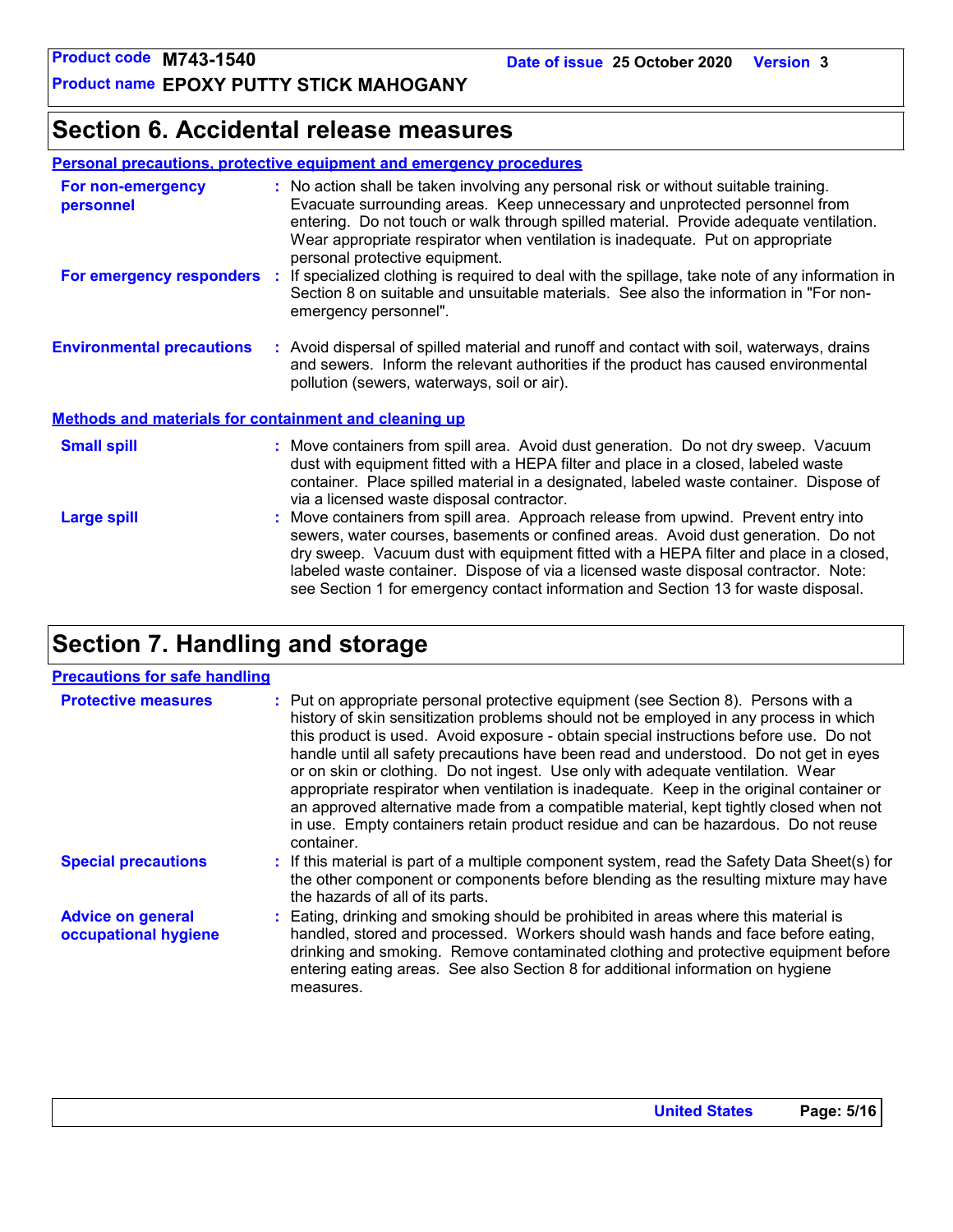## Section 6. Accidental release measures

### Personal precautions, protective equipment and emergency procedures

**For non-emergency personnel** : No action shall be taken involving any personal risk or without suitable training. Evacuate surrounding areas. Keep unnecessary and unprotected personnel from entering. Do not touch or walk through spilled material. Provide adequate ventilation. Wear appropriate respirator when ventilation is inadequate. Put on appropriate personal protective equipment.

**For emergency responders** : If specialized clothing is required to deal with the spillage, take note of any information in Section 8 on suitable and unsuitable materials. See also the information in "For non-emergency personnel".

**Environmental precautions** : Avoid dispersal of spilled material and runoff and contact with soil, waterways, drains and sewers. Inform the relevant authorities if the product has caused environmental pollution (sewers, waterways, soil or air).

### Methods and materials for containment and cleaning up

**Small spill** : Move containers from spill area. Avoid dust generation. Do not dry sweep. Vacuum dust with equipment fitted with a HEPA filter and place in a closed, labeled waste container. Place spilled material in a designated, labeled waste container. Dispose of via a licensed waste disposal contractor.

**Large spill** : Move containers from spill area. Approach release from upwind. Prevent entry into sewers, water courses, basements or confined areas. Avoid dust generation. Do not dry sweep. Vacuum dust with equipment fitted with a HEPA filter and place in a closed, labeled waste container. Dispose of via a licensed waste disposal contractor. Note: see Section 1 for emergency contact information and Section 13 for waste disposal.

## Section 7. Handling and storage

### Precautions for safe handling

**Protective measures** : Put on appropriate personal protective equipment (see Section 8). Persons with a history of skin sensitization problems should not be employed in any process in which this product is used. Avoid exposure - obtain special instructions before use. Do not handle until all safety precautions have been read and understood. Do not get in eyes or on skin or clothing. Do not ingest. Use only with adequate ventilation. Wear appropriate respirator when ventilation is inadequate. Keep in the original container or an approved alternative made from a compatible material, kept tightly closed when not in use. Empty containers retain product residue and can be hazardous. Do not reuse container.

**Special precautions** : If this material is part of a multiple component system, read the Safety Data Sheet(s) for the other component or components before blending as the resulting mixture may have the hazards of all of its parts.

**Advice on general occupational hygiene** : Eating, drinking and smoking should be prohibited in areas where this material is handled, stored and processed. Workers should wash hands and face before eating, drinking and smoking. Remove contaminated clothing and protective equipment before entering eating areas. See also Section 8 for additional information on hygiene measures.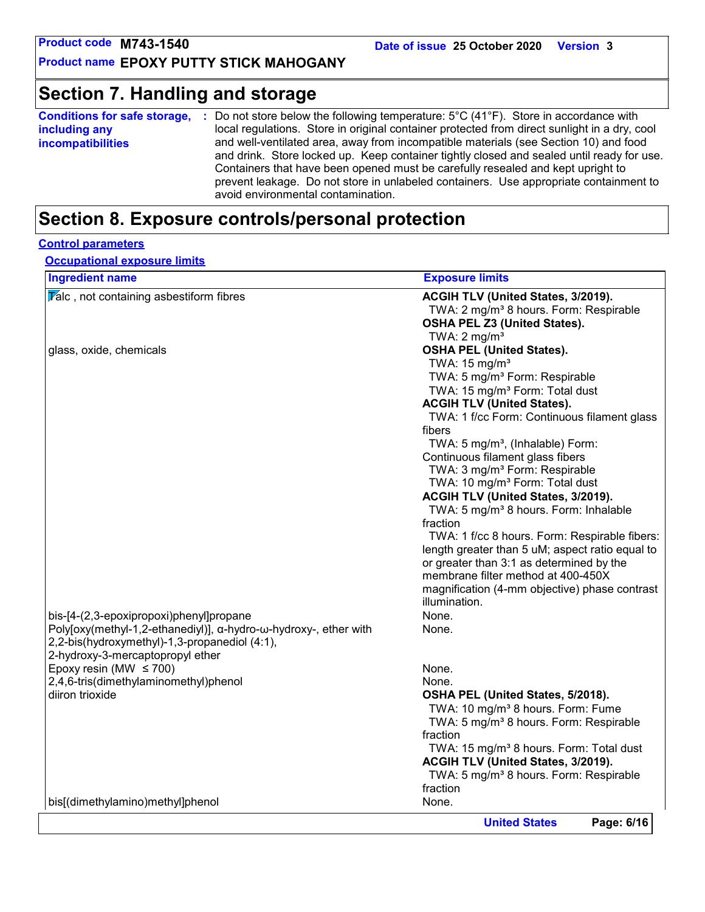# Section 7. Handling and storage

**Conditions for safe storage, including any incompatibilities** : Do not store below the following temperature: 5°C (41°F). Store in accordance with local regulations. Store in original container protected from direct sunlight in a dry, cool and well-ventilated area, away from incompatible materials (see Section 10) and food and drink. Store locked up. Keep container tightly closed and sealed until ready for use. Containers that have been opened must be carefully resealed and kept upright to prevent leakage. Do not store in unlabeled containers. Use appropriate containment to avoid environmental contamination.

# Section 8. Exposure controls/personal protection

**Control parameters**

**Occupational exposure limits**

| Ingredient name | Exposure limits |
|---|---|
| Talc , not containing asbestiform fibres | **ACGIH TLV (United States, 3/2019).**<br>TWA: 2 mg/m³ 8 hours. Form: Respirable<br>**OSHA PEL Z3 (United States).**<br>TWA: 2 mg/m³ |
| glass, oxide, chemicals | **OSHA PEL (United States).**<br>TWA: 15 mg/m³<br>TWA: 5 mg/m³ Form: Respirable<br>TWA: 15 mg/m³ Form: Total dust<br>**ACGIH TLV (United States).**<br>TWA: 1 f/cc Form: Continuous filament glass fibers<br>TWA: 5 mg/m³, (Inhalable) Form: Continuous filament glass fibers<br>TWA: 3 mg/m³ Form: Respirable<br>TWA: 10 mg/m³ Form: Total dust<br>**ACGIH TLV (United States, 3/2019).**<br>TWA: 5 mg/m³ 8 hours. Form: Inhalable fraction<br>TWA: 1 f/cc 8 hours. Form: Respirable fibers: length greater than 5 uM; aspect ratio equal to or greater than 3:1 as determined by the membrane filter method at 400-450X magnification (4-mm objective) phase contrast illumination. |
| bis-[4-(2,3-epoxipropoxi)phenyl]propane | None. |
| Poly[oxy(methyl-1,2-ethanediyl)], α-hydro-ω-hydroxy-, ether with 2,2-bis(hydroxymethyl)-1,3-propanediol (4:1), 2-hydroxy-3-mercaptopropyl ether | None. |
| Epoxy resin (MW ≤ 700) | None. |
| 2,4,6-tris(dimethylaminomethyl)phenol | None. |
| diiron trioxide | **OSHA PEL (United States, 5/2018).**<br>TWA: 10 mg/m³ 8 hours. Form: Fume<br>TWA: 5 mg/m³ 8 hours. Form: Respirable fraction<br>TWA: 15 mg/m³ 8 hours. Form: Total dust<br>**ACGIH TLV (United States, 3/2019).**<br>TWA: 5 mg/m³ 8 hours. Form: Respirable fraction |
| bis[(dimethylamino)methyl]phenol | None. |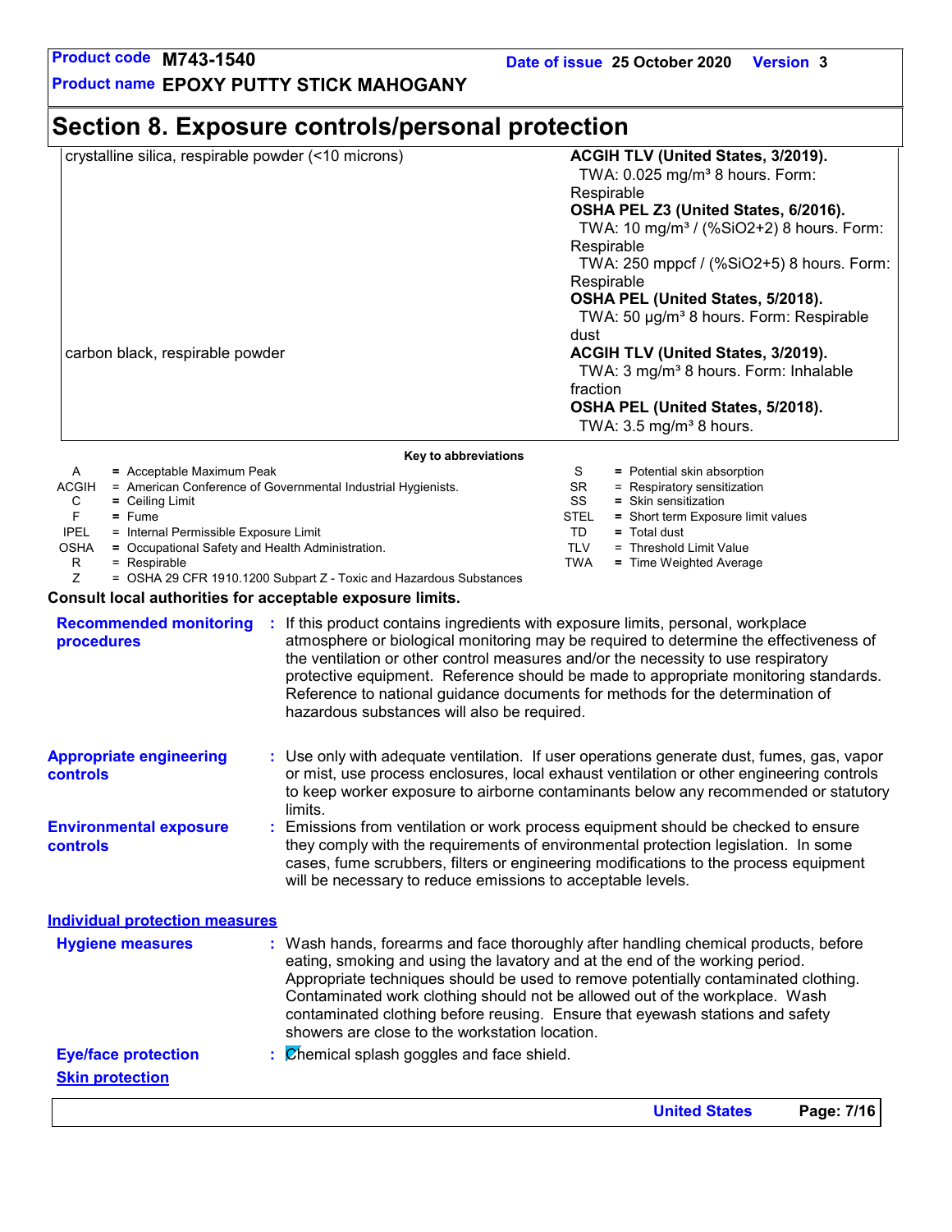Product code **M743-1540**  Date of issue **25 October 2020**  Version **3**
Product name **EPOXY PUTTY STICK MAHOGANY**

## Section 8. Exposure controls/personal protection

| | |
|---|---|
| crystalline silica, respirable powder (<10 microns) | **ACGIH TLV (United States, 3/2019).** TWA: 0.025 mg/m³ 8 hours. Form: Respirable **OSHA PEL Z3 (United States, 6/2016).** TWA: 10 mg/m³ / (%SiO2+2) 8 hours. Form: Respirable TWA: 250 mppcf / (%SiO2+5) 8 hours. Form: Respirable **OSHA PEL (United States, 5/2018).** TWA: 50 µg/m³ 8 hours. Form: Respirable dust |
| carbon black, respirable powder | **ACGIH TLV (United States, 3/2019).** TWA: 3 mg/m³ 8 hours. Form: Inhalable fraction **OSHA PEL (United States, 5/2018).** TWA: 3.5 mg/m³ 8 hours. |

**Key to abbreviations**

| | | | |
|---|---|---|---|
| A | = Acceptable Maximum Peak | S | = Potential skin absorption |
| ACGIH | = American Conference of Governmental Industrial Hygienists. | SR | = Respiratory sensitization |
| C | = Ceiling Limit | SS | = Skin sensitization |
| F | = Fume | STEL | = Short term Exposure limit values |
| IPEL | = Internal Permissible Exposure Limit | TD | = Total dust |
| OSHA | = Occupational Safety and Health Administration. | TLV | = Threshold Limit Value |
| R | = Respirable | TWA | = Time Weighted Average |
| Z | = OSHA 29 CFR 1910.1200 Subpart Z - Toxic and Hazardous Substances | | |

**Consult local authorities for acceptable exposure limits.**

**Recommended monitoring procedures** : If this product contains ingredients with exposure limits, personal, workplace atmosphere or biological monitoring may be required to determine the effectiveness of the ventilation or other control measures and/or the necessity to use respiratory protective equipment. Reference should be made to appropriate monitoring standards. Reference to national guidance documents for methods for the determination of hazardous substances will also be required.

**Appropriate engineering controls** : Use only with adequate ventilation. If user operations generate dust, fumes, gas, vapor or mist, use process enclosures, local exhaust ventilation or other engineering controls to keep worker exposure to airborne contaminants below any recommended or statutory limits.

**Environmental exposure controls** : Emissions from ventilation or work process equipment should be checked to ensure they comply with the requirements of environmental protection legislation. In some cases, fume scrubbers, filters or engineering modifications to the process equipment will be necessary to reduce emissions to acceptable levels.

### Individual protection measures

**Hygiene measures** : Wash hands, forearms and face thoroughly after handling chemical products, before eating, smoking and using the lavatory and at the end of the working period. Appropriate techniques should be used to remove potentially contaminated clothing. Contaminated work clothing should not be allowed out of the workplace. Wash contaminated clothing before reusing. Ensure that eyewash stations and safety showers are close to the workstation location.

**Eye/face protection** : Chemical splash goggles and face shield.

**Skin protection**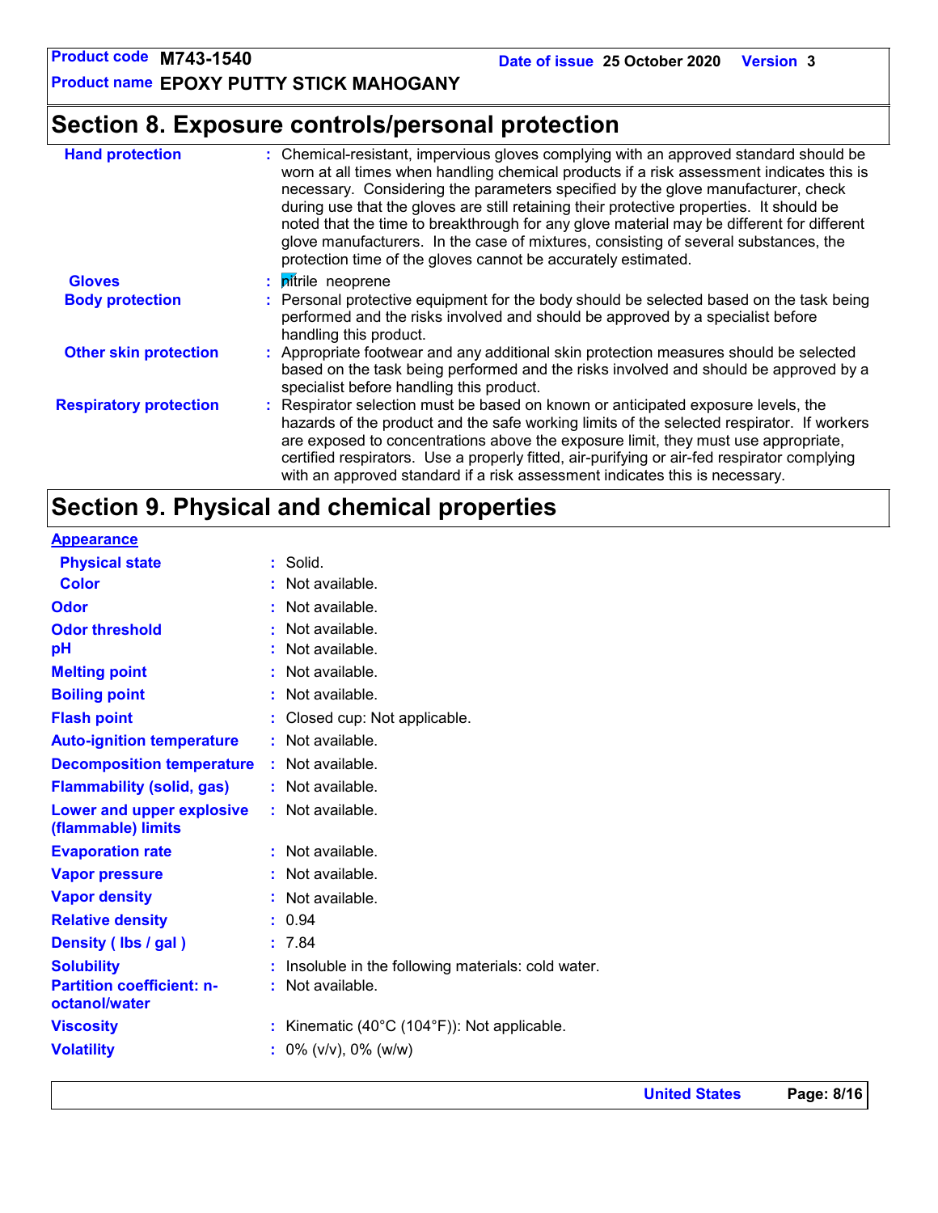## Section 8. Exposure controls/personal protection

**Hand protection** : Chemical-resistant, impervious gloves complying with an approved standard should be worn at all times when handling chemical products if a risk assessment indicates this is necessary. Considering the parameters specified by the glove manufacturer, check during use that the gloves are still retaining their protective properties. It should be noted that the time to breakthrough for any glove material may be different for different glove manufacturers. In the case of mixtures, consisting of several substances, the protection time of the gloves cannot be accurately estimated.

**Gloves** : nitrile neoprene

**Body protection** : Personal protective equipment for the body should be selected based on the task being performed and the risks involved and should be approved by a specialist before handling this product.

**Other skin protection** : Appropriate footwear and any additional skin protection measures should be selected based on the task being performed and the risks involved and should be approved by a specialist before handling this product.

**Respiratory protection** : Respirator selection must be based on known or anticipated exposure levels, the hazards of the product and the safe working limits of the selected respirator. If workers are exposed to concentrations above the exposure limit, they must use appropriate, certified respirators. Use a properly fitted, air-purifying or air-fed respirator complying with an approved standard if a risk assessment indicates this is necessary.

## Section 9. Physical and chemical properties

**Appearance**

**Physical state** : Solid.

**Color** : Not available.

**Odor** : Not available.

**Odor threshold** : Not available.

**pH** : Not available.

**Melting point** : Not available.

**Boiling point** : Not available.

**Flash point** : Closed cup: Not applicable.

**Auto-ignition temperature** : Not available.

**Decomposition temperature** : Not available.

**Flammability (solid, gas)** : Not available.

**Lower and upper explosive (flammable) limits** : Not available.

**Evaporation rate** : Not available.

**Vapor pressure** : Not available.

**Vapor density** : Not available.

**Relative density** : 0.94

**Density ( lbs / gal )** : 7.84

**Solubility** : Insoluble in the following materials: cold water.

**Partition coefficient: n-octanol/water** : Not available.

**Viscosity** : Kinematic (40°C (104°F)): Not applicable.

**Volatility** : 0% (v/v), 0% (w/w)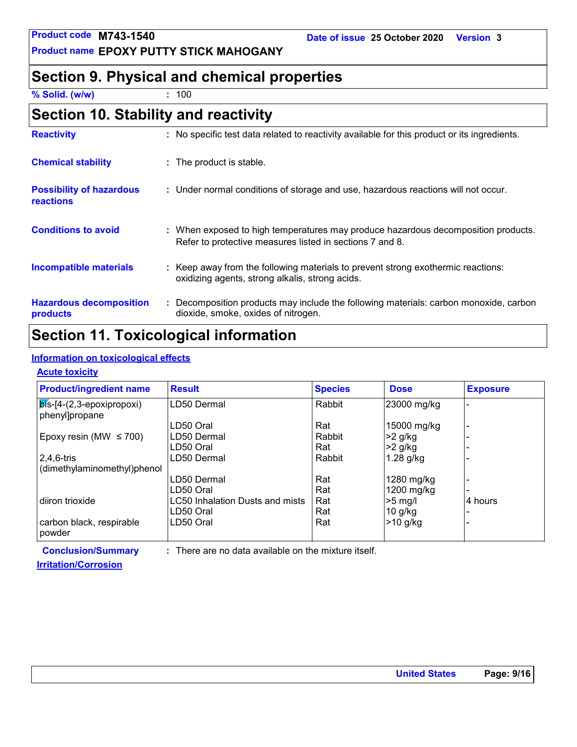## Section 9. Physical and chemical properties

**% Solid. (w/w)** : 100

## Section 10. Stability and reactivity

**Reactivity** : No specific test data related to reactivity available for this product or its ingredients.

**Chemical stability** : The product is stable.

**Possibility of hazardous reactions** : Under normal conditions of storage and use, hazardous reactions will not occur.

**Conditions to avoid** : When exposed to high temperatures may produce hazardous decomposition products. Refer to protective measures listed in sections 7 and 8.

**Incompatible materials** : Keep away from the following materials to prevent strong exothermic reactions: oxidizing agents, strong alkalis, strong acids.

**Hazardous decomposition products** : Decomposition products may include the following materials: carbon monoxide, carbon dioxide, smoke, oxides of nitrogen.

## Section 11. Toxicological information

### Information on toxicological effects

#### Acute toxicity

| Product/ingredient name | Result | Species | Dose | Exposure |
|---|---|---|---|---|
| bis-[4-(2,3-epoxipropoxi) phenyl]propane | LD50 Dermal | Rabbit | 23000 mg/kg | - |
| | LD50 Oral | Rat | 15000 mg/kg | - |
| Epoxy resin (MW ≤ 700) | LD50 Dermal | Rabbit | >2 g/kg | - |
| | LD50 Oral | Rat | >2 g/kg | - |
| 2,4,6-tris (dimethylaminomethyl)phenol | LD50 Dermal | Rabbit | 1.28 g/kg | - |
| | LD50 Dermal | Rat | 1280 mg/kg | - |
| | LD50 Oral | Rat | 1200 mg/kg | - |
| diiron trioxide | LC50 Inhalation Dusts and mists | Rat | >5 mg/l | 4 hours |
| | LD50 Oral | Rat | 10 g/kg | - |
| carbon black, respirable powder | LD50 Oral | Rat | >10 g/kg | - |

**Conclusion/Summary** : There are no data available on the mixture itself.

#### Irritation/Corrosion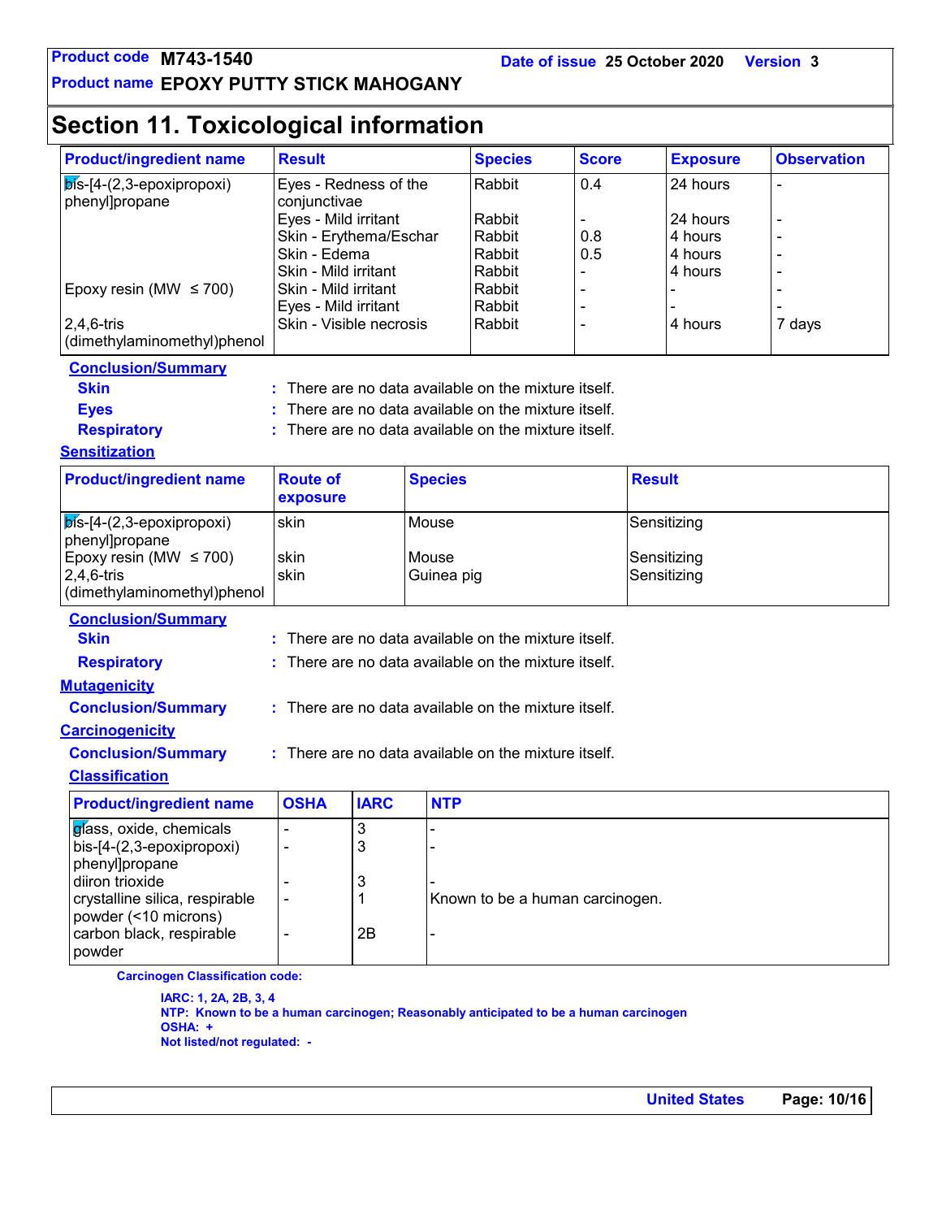## Section 11. Toxicological information

| Product/ingredient name | Result | Species | Score | Exposure | Observation |
|---|---|---|---|---|---|
| bis-[4-(2,3-epoxipropoxi) phenyl]propane | Eyes - Redness of the conjunctivae | Rabbit | 0.4 | 24 hours | - |
| | Eyes - Mild irritant | Rabbit | - | 24 hours | - |
| | Skin - Erythema/Eschar | Rabbit | 0.8 | 4 hours | - |
| | Skin - Edema | Rabbit | 0.5 | 4 hours | - |
| | Skin - Mild irritant | Rabbit | - | 4 hours | - |
| Epoxy resin (MW ≤ 700) | Skin - Mild irritant | Rabbit | - | - | - |
| | Eyes - Mild irritant | Rabbit | - | - | - |
| 2,4,6-tris (dimethylaminomethyl)phenol | Skin - Visible necrosis | Rabbit | - | 4 hours | 7 days |

**Conclusion/Summary**

**Skin** : There are no data available on the mixture itself.

**Eyes** : There are no data available on the mixture itself.

**Respiratory** : There are no data available on the mixture itself.

**Sensitization**

| Product/ingredient name | Route of exposure | Species | Result |
|---|---|---|---|
| bis-[4-(2,3-epoxipropoxi) phenyl]propane | skin | Mouse | Sensitizing |
| Epoxy resin (MW ≤ 700) | skin | Mouse | Sensitizing |
| 2,4,6-tris (dimethylaminomethyl)phenol | skin | Guinea pig | Sensitizing |

**Conclusion/Summary**

**Skin** : There are no data available on the mixture itself.

**Respiratory** : There are no data available on the mixture itself.

**Mutagenicity**

**Conclusion/Summary** : There are no data available on the mixture itself.

**Carcinogenicity**

**Conclusion/Summary** : There are no data available on the mixture itself.

**Classification**

| Product/ingredient name | OSHA | IARC | NTP |
|---|---|---|---|
| glass, oxide, chemicals | - | 3 | - |
| bis-[4-(2,3-epoxipropoxi) phenyl]propane | - | 3 | - |
| diiron trioxide | - | 3 | - |
| crystalline silica, respirable powder (<10 microns) | - | 1 | Known to be a human carcinogen. |
| carbon black, respirable powder | - | 2B | - |

**Carcinogen Classification code:**

**IARC: 1, 2A, 2B, 3, 4**
**NTP: Known to be a human carcinogen; Reasonably anticipated to be a human carcinogen**
**OSHA: +**
**Not listed/not regulated: -**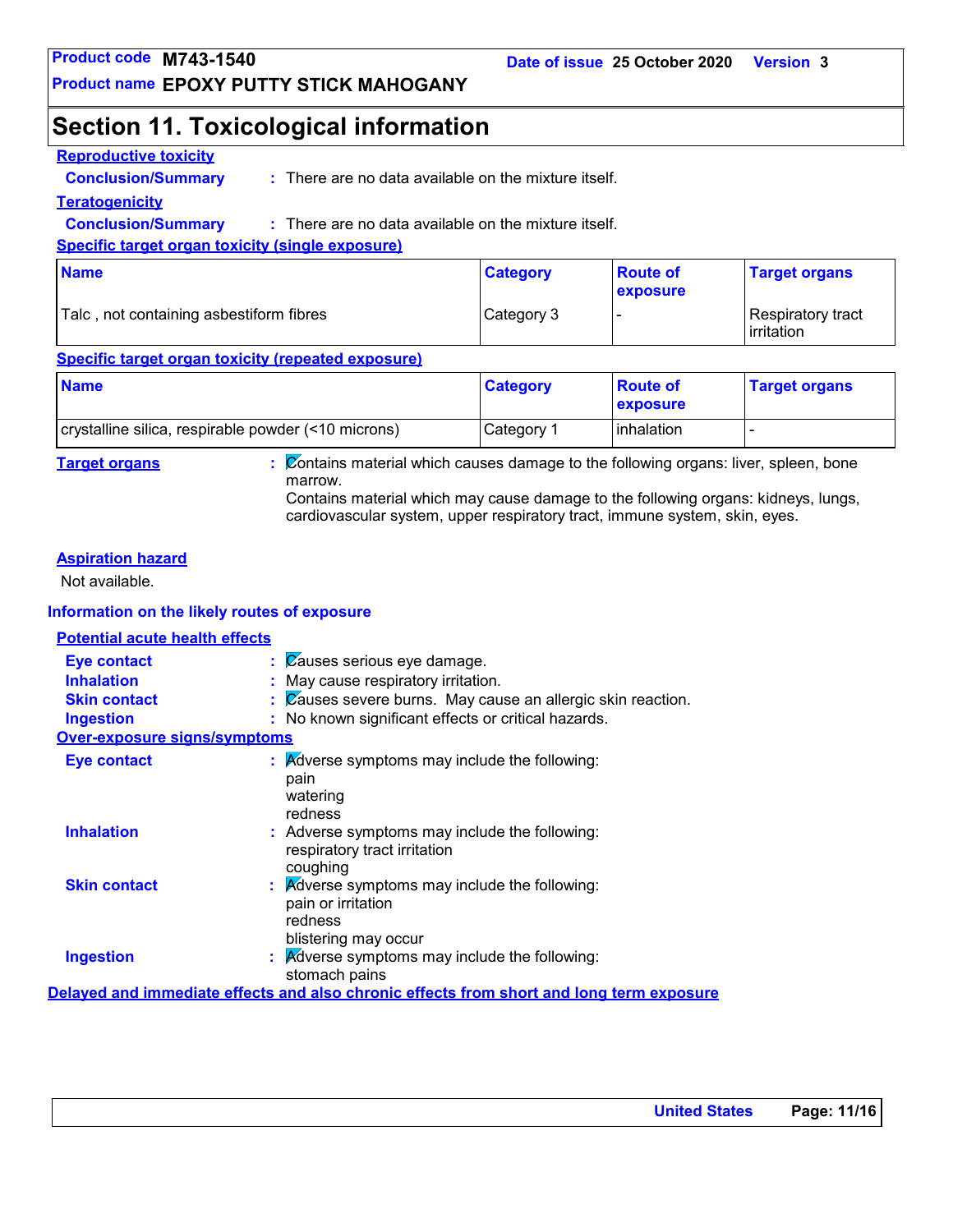# Section 11. Toxicological information

**Reproductive toxicity**

**Conclusion/Summary** : There are no data available on the mixture itself.

**Teratogenicity**

**Conclusion/Summary** : There are no data available on the mixture itself.

**Specific target organ toxicity (single exposure)**

| Name | Category | Route of exposure | Target organs |
|---|---|---|---|
| Talc , not containing asbestiform fibres | Category 3 | - | Respiratory tract irritation |

**Specific target organ toxicity (repeated exposure)**

| Name | Category | Route of exposure | Target organs |
|---|---|---|---|
| crystalline silica, respirable powder (<10 microns) | Category 1 | inhalation | - |

**Target organs** : Contains material which causes damage to the following organs: liver, spleen, bone marrow.
Contains material which may cause damage to the following organs: kidneys, lungs, cardiovascular system, upper respiratory tract, immune system, skin, eyes.

**Aspiration hazard**

Not available.

## Information on the likely routes of exposure

**Potential acute health effects**

**Eye contact** : Causes serious eye damage.

**Inhalation** : May cause respiratory irritation.

**Skin contact** : Causes severe burns. May cause an allergic skin reaction.

**Ingestion** : No known significant effects or critical hazards.

**Over-exposure signs/symptoms**

**Eye contact** : Adverse symptoms may include the following:
pain
watering
redness

**Inhalation** : Adverse symptoms may include the following:
respiratory tract irritation
coughing

**Skin contact** : Adverse symptoms may include the following:
pain or irritation
redness
blistering may occur

**Ingestion** : Adverse symptoms may include the following:
stomach pains

**Delayed and immediate effects and also chronic effects from short and long term exposure**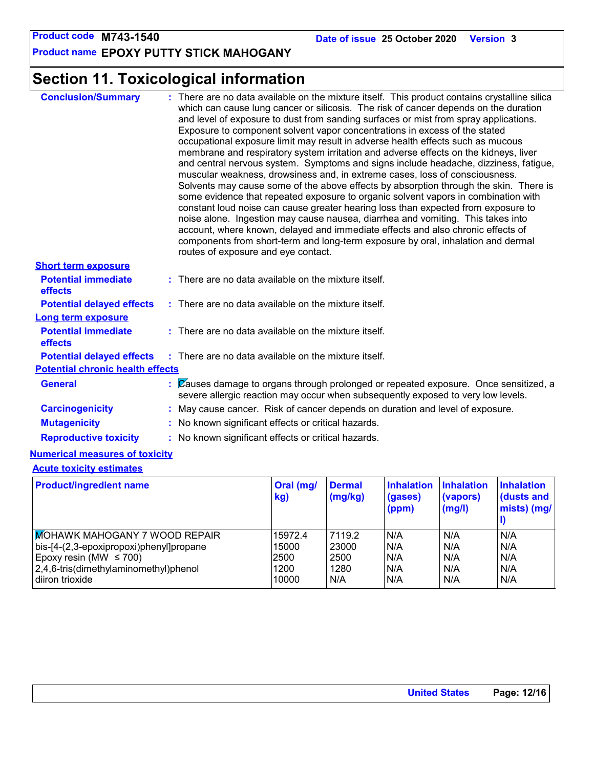## Section 11. Toxicological information

**Conclusion/Summary** : There are no data available on the mixture itself. This product contains crystalline silica which can cause lung cancer or silicosis. The risk of cancer depends on the duration and level of exposure to dust from sanding surfaces or mist from spray applications. Exposure to component solvent vapor concentrations in excess of the stated occupational exposure limit may result in adverse health effects such as mucous membrane and respiratory system irritation and adverse effects on the kidneys, liver and central nervous system. Symptoms and signs include headache, dizziness, fatigue, muscular weakness, drowsiness and, in extreme cases, loss of consciousness. Solvents may cause some of the above effects by absorption through the skin. There is some evidence that repeated exposure to organic solvent vapors in combination with constant loud noise can cause greater hearing loss than expected from exposure to noise alone. Ingestion may cause nausea, diarrhea and vomiting. This takes into account, where known, delayed and immediate effects and also chronic effects of components from short-term and long-term exposure by oral, inhalation and dermal routes of exposure and eye contact.

**Short term exposure**

**Potential immediate effects** : There are no data available on the mixture itself.

**Potential delayed effects** : There are no data available on the mixture itself.

**Long term exposure**

**Potential immediate effects** : There are no data available on the mixture itself.

**Potential delayed effects** : There are no data available on the mixture itself.

**Potential chronic health effects**

**General** : Causes damage to organs through prolonged or repeated exposure. Once sensitized, a severe allergic reaction may occur when subsequently exposed to very low levels.

**Carcinogenicity** : May cause cancer. Risk of cancer depends on duration and level of exposure.

**Mutagenicity** : No known significant effects or critical hazards.

**Reproductive toxicity** : No known significant effects or critical hazards.

**Numerical measures of toxicity**

**Acute toxicity estimates**

| Product/ingredient name | Oral (mg/kg) | Dermal (mg/kg) | Inhalation (gases) (ppm) | Inhalation (vapors) (mg/l) | Inhalation (dusts and mists) (mg/l) |
|---|---|---|---|---|---|
| MOHAWK MAHOGANY 7 WOOD REPAIR | 15972.4 | 7119.2 | N/A | N/A | N/A |
| bis-[4-(2,3-epoxipropoxi)phenyl]propane | 15000 | 23000 | N/A | N/A | N/A |
| Epoxy resin (MW ≤ 700) | 2500 | 2500 | N/A | N/A | N/A |
| 2,4,6-tris(dimethylaminomethyl)phenol | 1200 | 1280 | N/A | N/A | N/A |
| diiron trioxide | 10000 | N/A | N/A | N/A | N/A |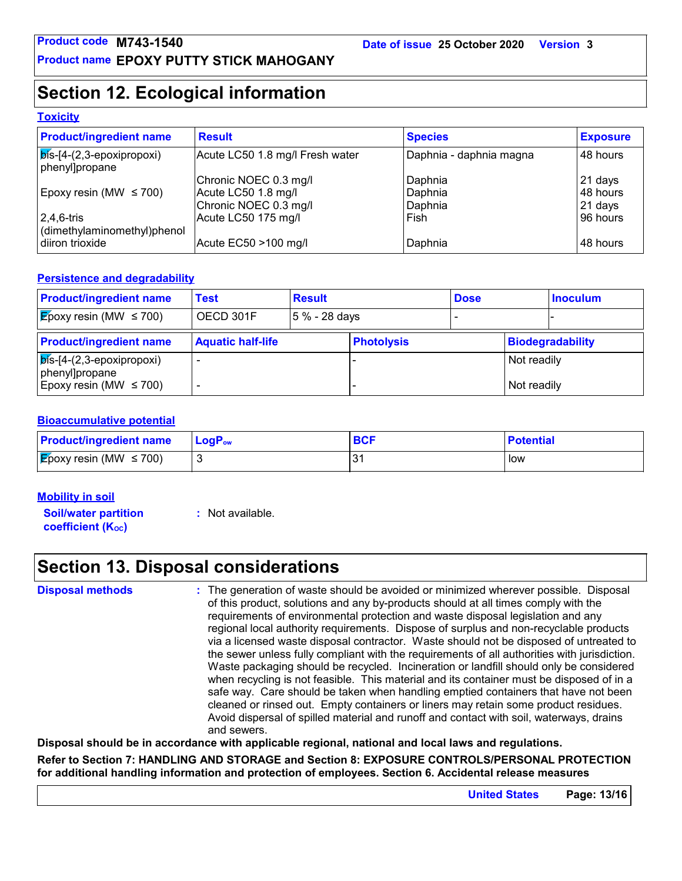Product code **M743-1540** Date of issue **25 October 2020** Version **3**

Product name **EPOXY PUTTY STICK MAHOGANY**

# Section 12. Ecological information

### Toxicity

| Product/ingredient name | Result | Species | Exposure |
|---|---|---|---|
| bis-[4-(2,3-epoxipropoxi) phenyl]propane | Acute LC50 1.8 mg/l Fresh water | Daphnia - daphnia magna | 48 hours |
| | Chronic NOEC 0.3 mg/l | Daphnia | 21 days |
| Epoxy resin (MW ≤ 700) | Acute LC50 1.8 mg/l | Daphnia | 48 hours |
| | Chronic NOEC 0.3 mg/l | Daphnia | 21 days |
| 2,4,6-tris (dimethylaminomethyl)phenol | Acute LC50 175 mg/l | Fish | 96 hours |
| diiron trioxide | Acute EC50 >100 mg/l | Daphnia | 48 hours |

### Persistence and degradability

| Product/ingredient name | Test | Result | Dose | Inoculum |
|---|---|---|---|---|
| Epoxy resin (MW ≤ 700) | OECD 301F | 5 % - 28 days | - | - |

| Product/ingredient name | Aquatic half-life | Photolysis | Biodegradability |
|---|---|---|---|
| bis-[4-(2,3-epoxipropoxi) phenyl]propane | - | - | Not readily |
| Epoxy resin (MW ≤ 700) | - | - | Not readily |

### Bioaccumulative potential

| Product/ingredient name | $LogP_{ow}$ | BCF | Potential |
|---|---|---|---|
| Epoxy resin (MW ≤ 700) | 3 | 31 | low |

### Mobility in soil

**Soil/water partition coefficient ($K_{OC}$)** : Not available.

# Section 13. Disposal considerations

**Disposal methods** : The generation of waste should be avoided or minimized wherever possible. Disposal of this product, solutions and any by-products should at all times comply with the requirements of environmental protection and waste disposal legislation and any regional local authority requirements. Dispose of surplus and non-recyclable products via a licensed waste disposal contractor. Waste should not be disposed of untreated to the sewer unless fully compliant with the requirements of all authorities with jurisdiction. Waste packaging should be recycled. Incineration or landfill should only be considered when recycling is not feasible. This material and its container must be disposed of in a safe way. Care should be taken when handling emptied containers that have not been cleaned or rinsed out. Empty containers or liners may retain some product residues. Avoid dispersal of spilled material and runoff and contact with soil, waterways, drains and sewers.

**Disposal should be in accordance with applicable regional, national and local laws and regulations.**

**Refer to Section 7: HANDLING AND STORAGE and Section 8: EXPOSURE CONTROLS/PERSONAL PROTECTION for additional handling information and protection of employees. Section 6. Accidental release measures**

United States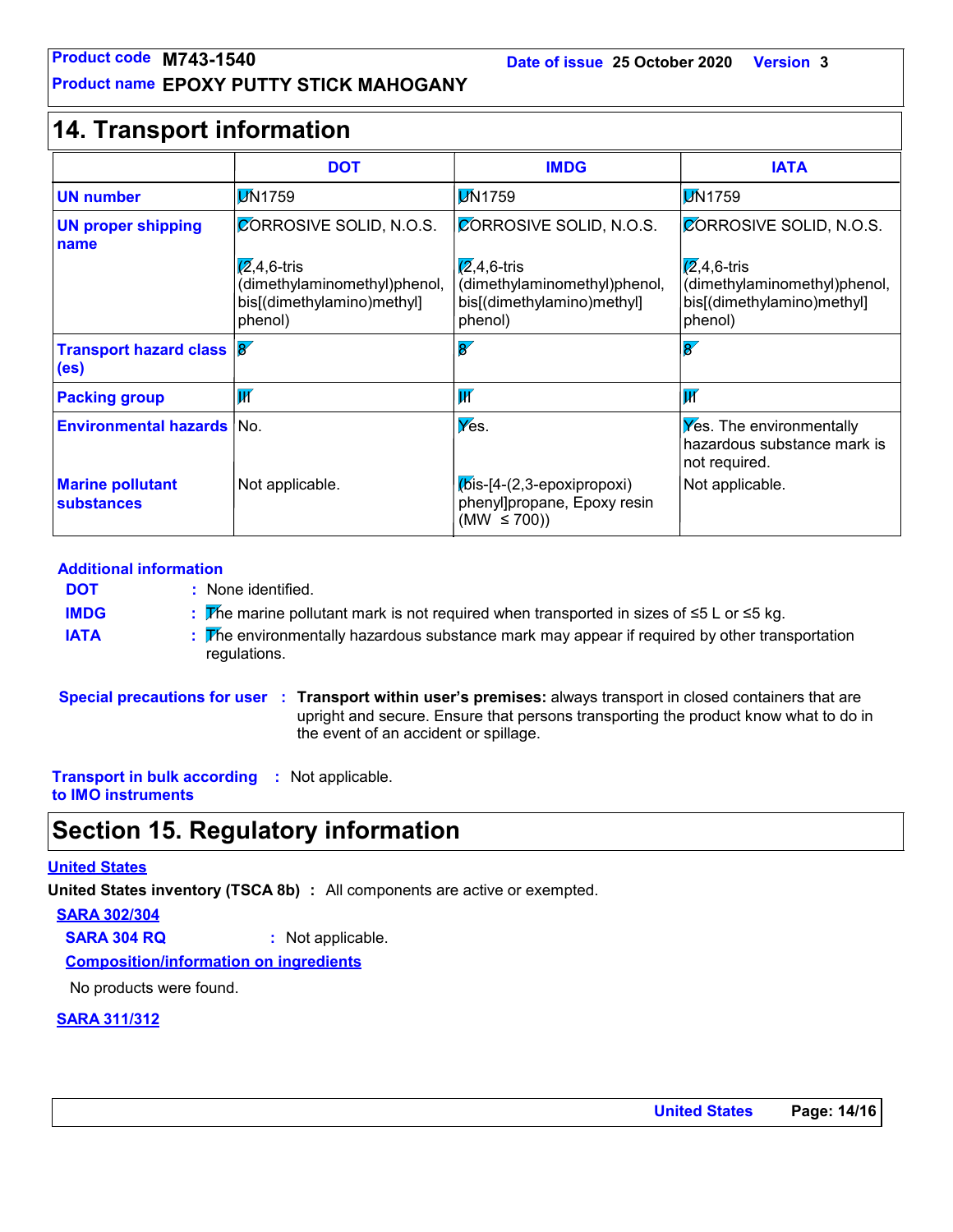## 14. Transport information

| | DOT | IMDG | IATA |
|---|---|---|---|
| **UN number** | UN1759 | UN1759 | UN1759 |
| **UN proper shipping name** | CORROSIVE SOLID, N.O.S. (2,4,6-tris (dimethylaminomethyl)phenol, bis[(dimethylamino)methyl] phenol) | CORROSIVE SOLID, N.O.S. (2,4,6-tris (dimethylaminomethyl)phenol, bis[(dimethylamino)methyl] phenol) | CORROSIVE SOLID, N.O.S. (2,4,6-tris (dimethylaminomethyl)phenol, bis[(dimethylamino)methyl] phenol) |
| **Transport hazard class (es)** | 8 | 8 | 8 |
| **Packing group** | III | III | III |
| **Environmental hazards** | No. | Yes. | Yes. The environmentally hazardous substance mark is not required. |
| **Marine pollutant substances** | Not applicable. | (bis-[4-(2,3-epoxipropoxi) phenyl]propane, Epoxy resin (MW ≤ 700)) | Not applicable. |

**Additional information**

**DOT** : None identified.

**IMDG** : The marine pollutant mark is not required when transported in sizes of ≤5 L or ≤5 kg.

**IATA** : The environmentally hazardous substance mark may appear if required by other transportation regulations.

**Special precautions for user** : **Transport within user's premises:** always transport in closed containers that are upright and secure. Ensure that persons transporting the product know what to do in the event of an accident or spillage.

**Transport in bulk according to IMO instruments** : Not applicable.

## Section 15. Regulatory information

**United States**

**United States inventory (TSCA 8b)** : All components are active or exempted.

**SARA 302/304**

**SARA 304 RQ** : Not applicable.

**Composition/information on ingredients**

No products were found.

**SARA 311/312**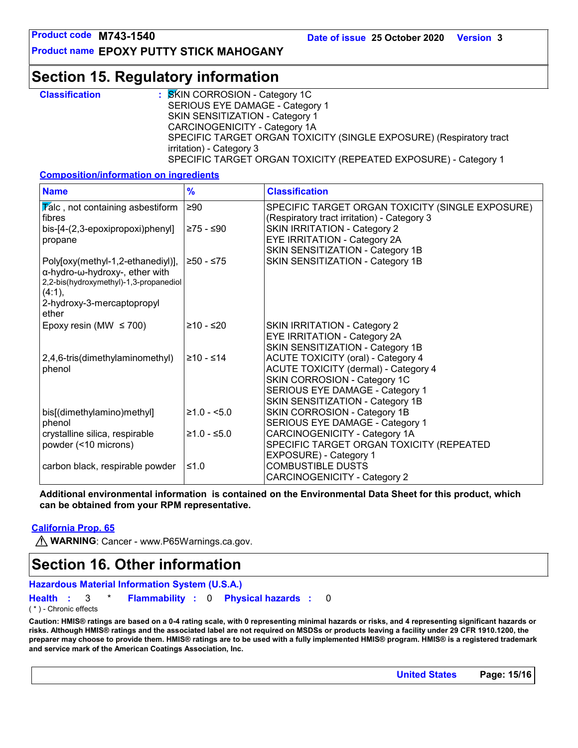## Section 15. Regulatory information

**Classification** : SKIN CORROSION - Category 1C
SERIOUS EYE DAMAGE - Category 1
SKIN SENSITIZATION - Category 1
CARCINOGENICITY - Category 1A
SPECIFIC TARGET ORGAN TOXICITY (SINGLE EXPOSURE) (Respiratory tract irritation) - Category 3
SPECIFIC TARGET ORGAN TOXICITY (REPEATED EXPOSURE) - Category 1

**Composition/information on ingredients**

| Name | % | Classification |
|---|---|---|
| Talc , not containing asbestiform fibres | ≥90 | SPECIFIC TARGET ORGAN TOXICITY (SINGLE EXPOSURE) (Respiratory tract irritation) - Category 3 |
| bis-[4-(2,3-epoxipropoxi)phenyl] propane | ≥75 - ≤90 | SKIN IRRITATION - Category 2<br>EYE IRRITATION - Category 2A<br>SKIN SENSITIZATION - Category 1B |
| Poly[oxy(methyl-1,2-ethanediyl)], α-hydro-ω-hydroxy-, ether with 2,2-bis(hydroxymethyl)-1,3-propanediol (4:1), 2-hydroxy-3-mercaptopropyl ether | ≥50 - ≤75 | SKIN SENSITIZATION - Category 1B |
| Epoxy resin (MW ≤ 700) | ≥10 - ≤20 | SKIN IRRITATION - Category 2<br>EYE IRRITATION - Category 2A<br>SKIN SENSITIZATION - Category 1B |
| 2,4,6-tris(dimethylaminomethyl) phenol | ≥10 - ≤14 | ACUTE TOXICITY (oral) - Category 4<br>ACUTE TOXICITY (dermal) - Category 4<br>SKIN CORROSION - Category 1C<br>SERIOUS EYE DAMAGE - Category 1<br>SKIN SENSITIZATION - Category 1B |
| bis[(dimethylamino)methyl] phenol | ≥1.0 - <5.0 | SKIN CORROSION - Category 1B<br>SERIOUS EYE DAMAGE - Category 1 |
| crystalline silica, respirable powder (<10 microns) | ≥1.0 - ≤5.0 | CARCINOGENICITY - Category 1A<br>SPECIFIC TARGET ORGAN TOXICITY (REPEATED EXPOSURE) - Category 1 |
| carbon black, respirable powder | ≤1.0 | COMBUSTIBLE DUSTS<br>CARCINOGENICITY - Category 2 |

**Additional environmental information is contained on the Environmental Data Sheet for this product, which can be obtained from your RPM representative.**

**California Prop. 65**

⚠ **WARNING**: Cancer - www.P65Warnings.ca.gov.

## Section 16. Other information

**Hazardous Material Information System (U.S.A.)**

**Health** : 3 * **Flammability** : 0 **Physical hazards** : 0

( * ) - Chronic effects

**Caution: HMIS® ratings are based on a 0-4 rating scale, with 0 representing minimal hazards or risks, and 4 representing significant hazards or risks. Although HMIS® ratings and the associated label are not required on MSDSs or products leaving a facility under 29 CFR 1910.1200, the preparer may choose to provide them. HMIS® ratings are to be used with a fully implemented HMIS® program. HMIS® is a registered trademark and service mark of the American Coatings Association, Inc.**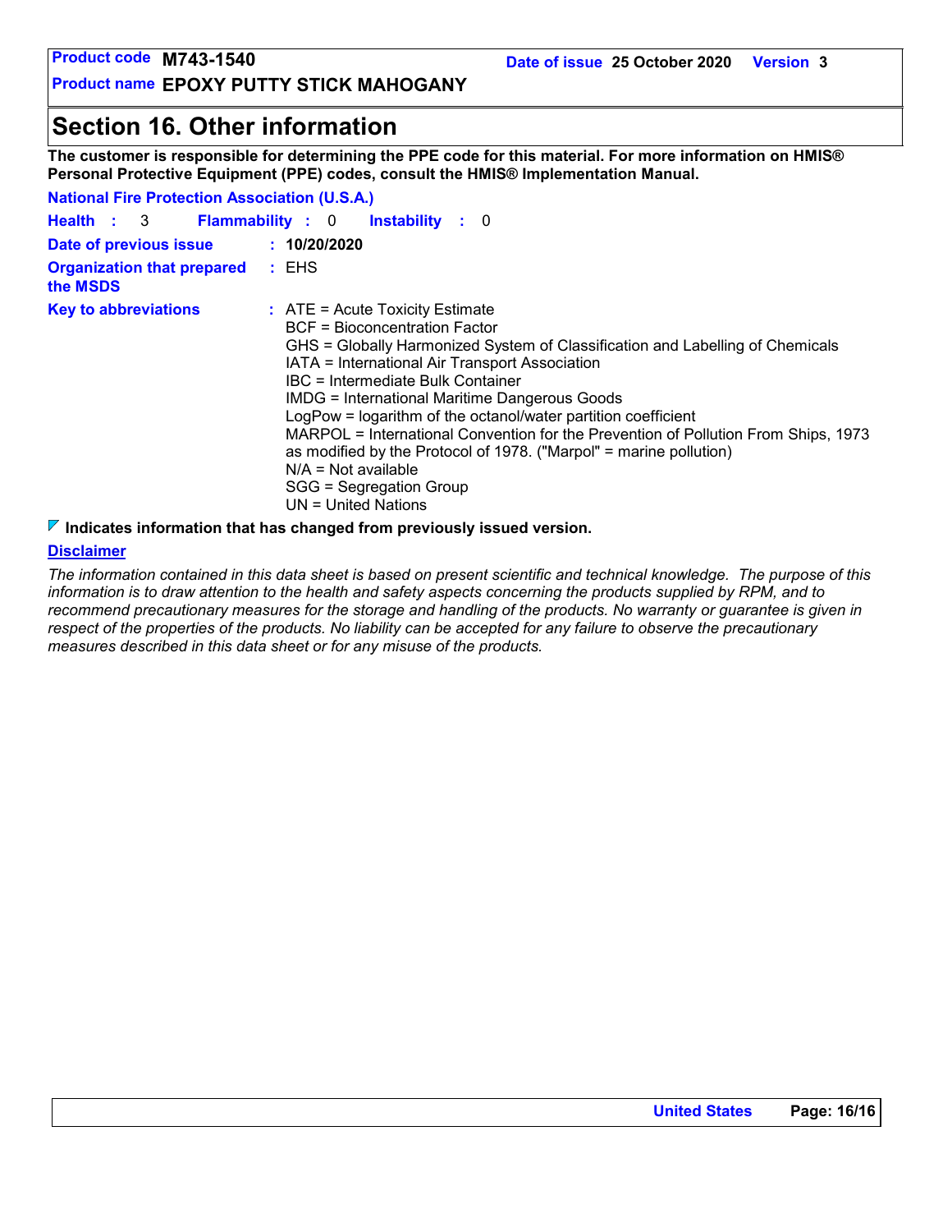## Section 16. Other information

**The customer is responsible for determining the PPE code for this material. For more information on HMIS® Personal Protective Equipment (PPE) codes, consult the HMIS® Implementation Manual.**

**National Fire Protection Association (U.S.A.)**

**Health** : 3 **Flammability** : 0 **Instability** : 0

**Date of previous issue** : **10/20/2020**

**Organization that prepared the MSDS** : EHS

**Key to abbreviations** :
ATE = Acute Toxicity Estimate
BCF = Bioconcentration Factor
GHS = Globally Harmonized System of Classification and Labelling of Chemicals
IATA = International Air Transport Association
IBC = Intermediate Bulk Container
IMDG = International Maritime Dangerous Goods
LogPow = logarithm of the octanol/water partition coefficient
MARPOL = International Convention for the Prevention of Pollution From Ships, 1973 as modified by the Protocol of 1978. ("Marpol" = marine pollution)
N/A = Not available
SGG = Segregation Group
UN = United Nations

**Indicates information that has changed from previously issued version.**

**Disclaimer**

*The information contained in this data sheet is based on present scientific and technical knowledge. The purpose of this information is to draw attention to the health and safety aspects concerning the products supplied by RPM, and to recommend precautionary measures for the storage and handling of the products. No warranty or guarantee is given in respect of the properties of the products. No liability can be accepted for any failure to observe the precautionary measures described in this data sheet or for any misuse of the products.*